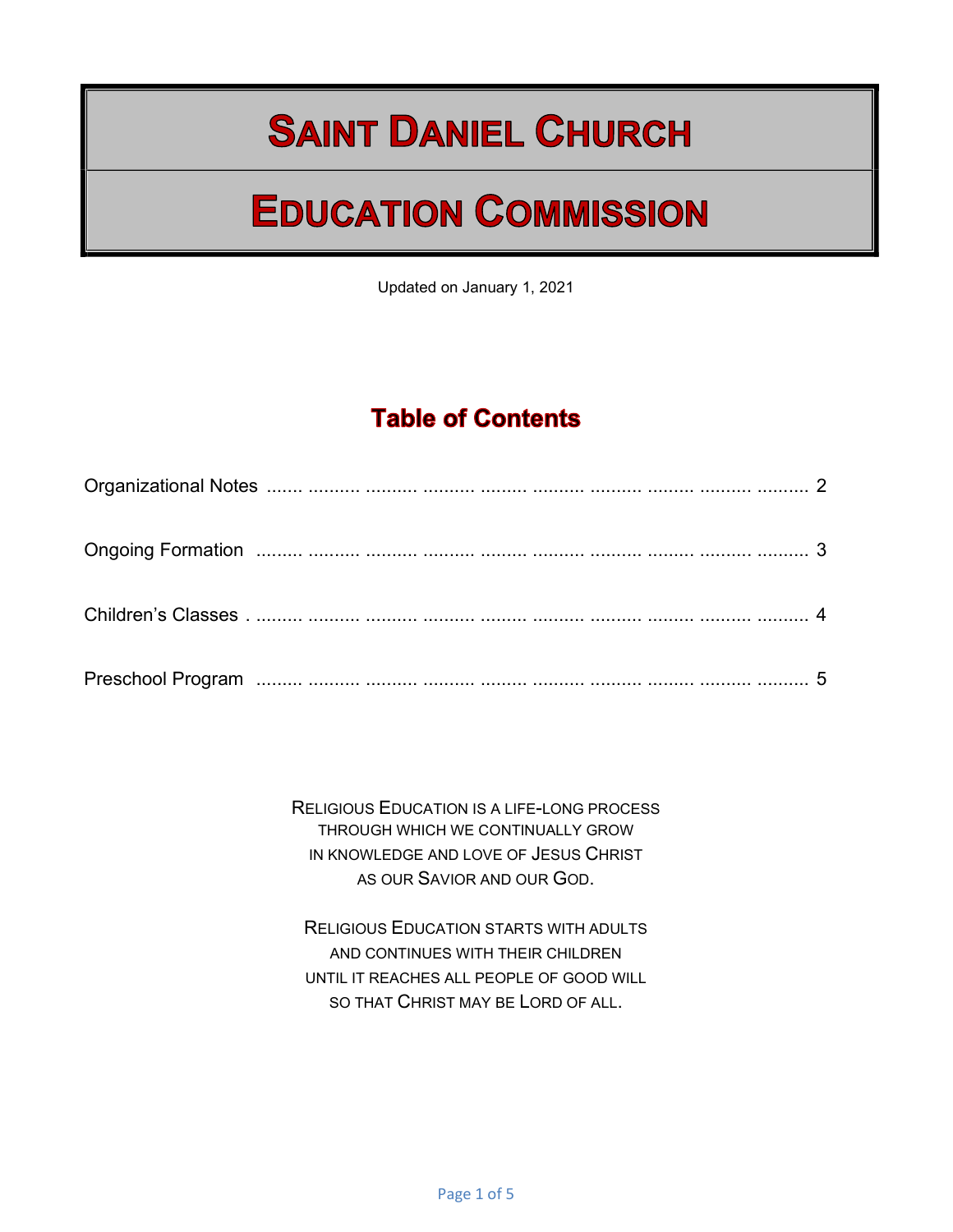# Saint Daniel Church

# Education Commission

Updated on January 1, 2021

## Table of Contents

| | |
|---|---|
| Organizational Notes | 2 |
| Ongoing Formation | 3 |
| Children's Classes | 4 |
| Preschool Program | 5 |

Religious Education is a life-long process
through which we continually grow
in knowledge and love of Jesus Christ
as our Savior and our God.

Religious Education starts with adults
and continues with their children
until it reaches all people of good will
so that Christ may be Lord of all.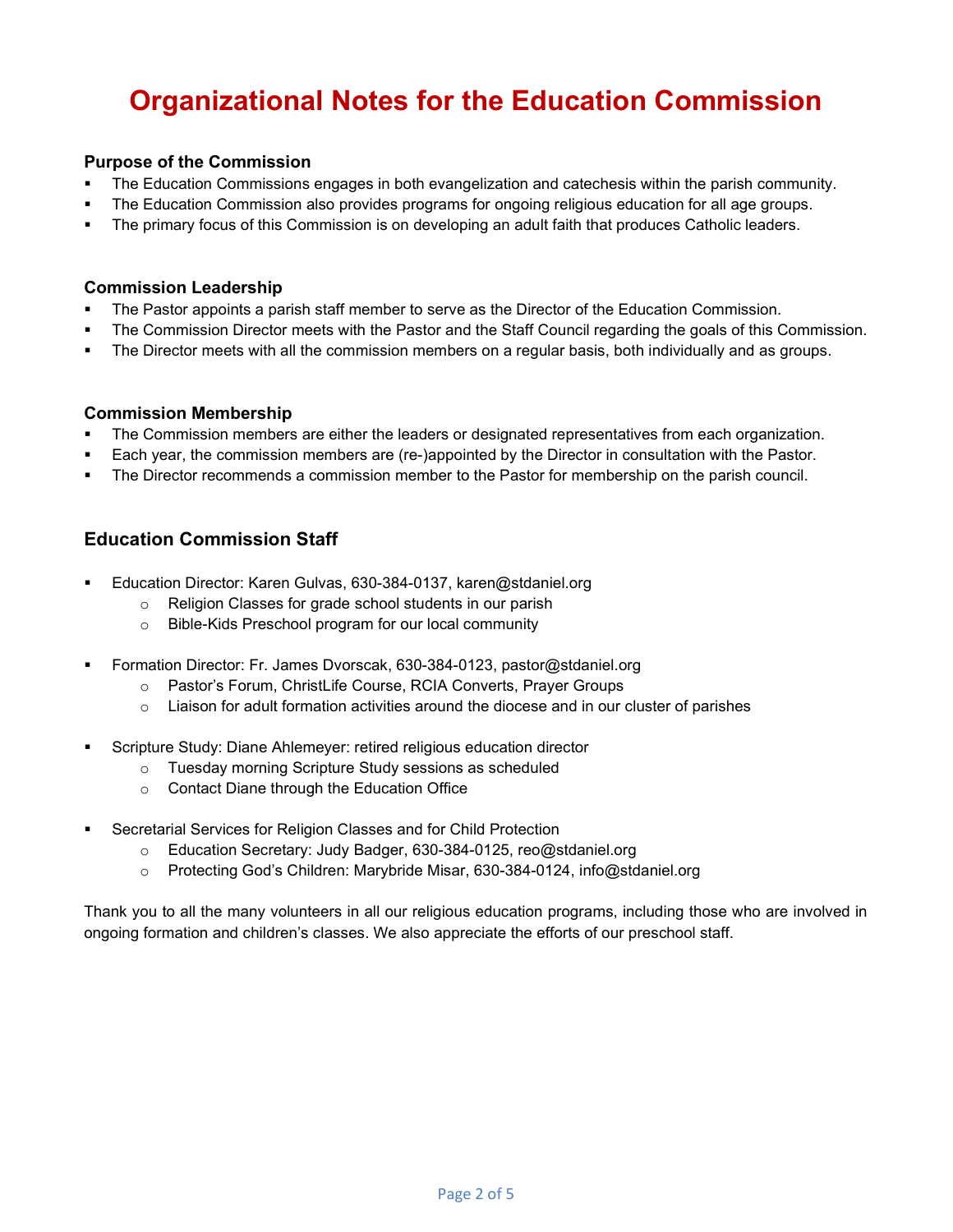# Organizational Notes for the Education Commission

### Purpose of the Commission

- The Education Commissions engages in both evangelization and catechesis within the parish community.
- The Education Commission also provides programs for ongoing religious education for all age groups.
- The primary focus of this Commission is on developing an adult faith that produces Catholic leaders.

### Commission Leadership

- The Pastor appoints a parish staff member to serve as the Director of the Education Commission.
- The Commission Director meets with the Pastor and the Staff Council regarding the goals of this Commission.
- The Director meets with all the commission members on a regular basis, both individually and as groups.

### Commission Membership

- The Commission members are either the leaders or designated representatives from each organization.
- Each year, the commission members are (re-)appointed by the Director in consultation with the Pastor.
- The Director recommends a commission member to the Pastor for membership on the parish council.

## Education Commission Staff

- Education Director: Karen Gulvas, 630-384-0137, karen@stdaniel.org
  - Religion Classes for grade school students in our parish
  - Bible-Kids Preschool program for our local community

- Formation Director: Fr. James Dvorscak, 630-384-0123, pastor@stdaniel.org
  - Pastor's Forum, ChristLife Course, RCIA Converts, Prayer Groups
  - Liaison for adult formation activities around the diocese and in our cluster of parishes

- Scripture Study: Diane Ahlemeyer: retired religious education director
  - Tuesday morning Scripture Study sessions as scheduled
  - Contact Diane through the Education Office

- Secretarial Services for Religion Classes and for Child Protection
  - Education Secretary: Judy Badger, 630-384-0125, reo@stdaniel.org
  - Protecting God's Children: Marybride Misar, 630-384-0124, info@stdaniel.org

Thank you to all the many volunteers in all our religious education programs, including those who are involved in ongoing formation and children's classes. We also appreciate the efforts of our preschool staff.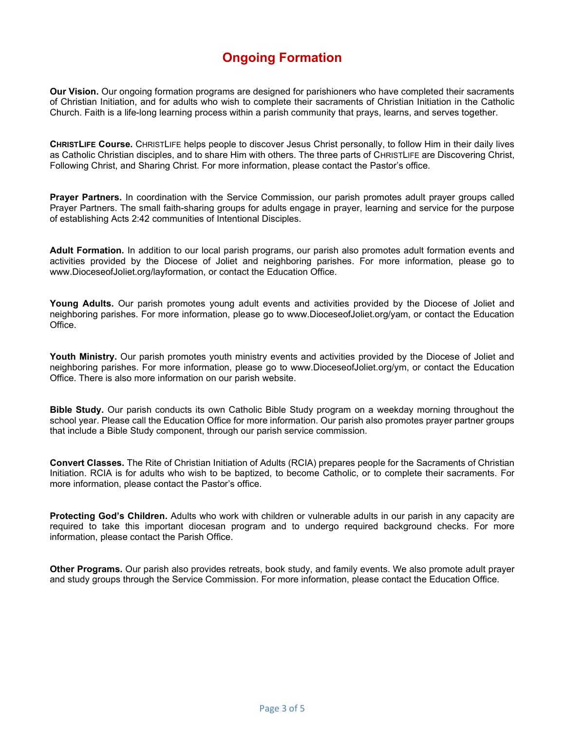# Ongoing Formation

**Our Vision.** Our ongoing formation programs are designed for parishioners who have completed their sacraments of Christian Initiation, and for adults who wish to complete their sacraments of Christian Initiation in the Catholic Church. Faith is a life-long learning process within a parish community that prays, learns, and serves together.

**ChristLife Course.** ChristLife helps people to discover Jesus Christ personally, to follow Him in their daily lives as Catholic Christian disciples, and to share Him with others. The three parts of ChristLife are Discovering Christ, Following Christ, and Sharing Christ. For more information, please contact the Pastor's office.

**Prayer Partners.** In coordination with the Service Commission, our parish promotes adult prayer groups called Prayer Partners. The small faith-sharing groups for adults engage in prayer, learning and service for the purpose of establishing Acts 2:42 communities of Intentional Disciples.

**Adult Formation.** In addition to our local parish programs, our parish also promotes adult formation events and activities provided by the Diocese of Joliet and neighboring parishes. For more information, please go to www.DioceseofJoliet.org/layformation, or contact the Education Office.

**Young Adults.** Our parish promotes young adult events and activities provided by the Diocese of Joliet and neighboring parishes. For more information, please go to www.DioceseofJoliet.org/yam, or contact the Education Office.

**Youth Ministry.** Our parish promotes youth ministry events and activities provided by the Diocese of Joliet and neighboring parishes. For more information, please go to www.DioceseofJoliet.org/ym, or contact the Education Office. There is also more information on our parish website.

**Bible Study.** Our parish conducts its own Catholic Bible Study program on a weekday morning throughout the school year. Please call the Education Office for more information. Our parish also promotes prayer partner groups that include a Bible Study component, through our parish service commission.

**Convert Classes.** The Rite of Christian Initiation of Adults (RCIA) prepares people for the Sacraments of Christian Initiation. RCIA is for adults who wish to be baptized, to become Catholic, or to complete their sacraments. For more information, please contact the Pastor's office.

**Protecting God's Children.** Adults who work with children or vulnerable adults in our parish in any capacity are required to take this important diocesan program and to undergo required background checks. For more information, please contact the Parish Office.

**Other Programs.** Our parish also provides retreats, book study, and family events. We also promote adult prayer and study groups through the Service Commission. For more information, please contact the Education Office.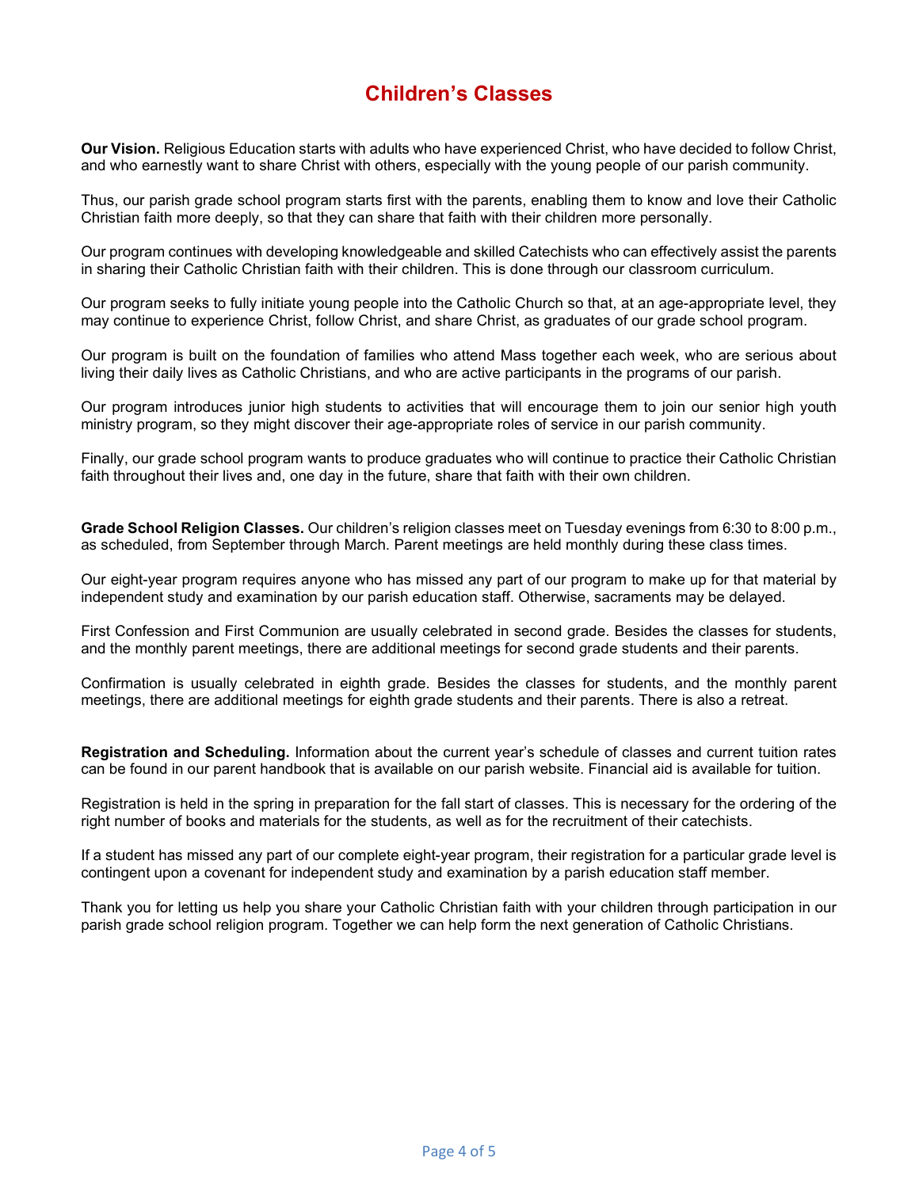# Children's Classes

**Our Vision.** Religious Education starts with adults who have experienced Christ, who have decided to follow Christ, and who earnestly want to share Christ with others, especially with the young people of our parish community.

Thus, our parish grade school program starts first with the parents, enabling them to know and love their Catholic Christian faith more deeply, so that they can share that faith with their children more personally.

Our program continues with developing knowledgeable and skilled Catechists who can effectively assist the parents in sharing their Catholic Christian faith with their children. This is done through our classroom curriculum.

Our program seeks to fully initiate young people into the Catholic Church so that, at an age-appropriate level, they may continue to experience Christ, follow Christ, and share Christ, as graduates of our grade school program.

Our program is built on the foundation of families who attend Mass together each week, who are serious about living their daily lives as Catholic Christians, and who are active participants in the programs of our parish.

Our program introduces junior high students to activities that will encourage them to join our senior high youth ministry program, so they might discover their age-appropriate roles of service in our parish community.

Finally, our grade school program wants to produce graduates who will continue to practice their Catholic Christian faith throughout their lives and, one day in the future, share that faith with their own children.

**Grade School Religion Classes.** Our children's religion classes meet on Tuesday evenings from 6:30 to 8:00 p.m., as scheduled, from September through March. Parent meetings are held monthly during these class times.

Our eight-year program requires anyone who has missed any part of our program to make up for that material by independent study and examination by our parish education staff. Otherwise, sacraments may be delayed.

First Confession and First Communion are usually celebrated in second grade. Besides the classes for students, and the monthly parent meetings, there are additional meetings for second grade students and their parents.

Confirmation is usually celebrated in eighth grade. Besides the classes for students, and the monthly parent meetings, there are additional meetings for eighth grade students and their parents. There is also a retreat.

**Registration and Scheduling.** Information about the current year's schedule of classes and current tuition rates can be found in our parent handbook that is available on our parish website. Financial aid is available for tuition.

Registration is held in the spring in preparation for the fall start of classes. This is necessary for the ordering of the right number of books and materials for the students, as well as for the recruitment of their catechists.

If a student has missed any part of our complete eight-year program, their registration for a particular grade level is contingent upon a covenant for independent study and examination by a parish education staff member.

Thank you for letting us help you share your Catholic Christian faith with your children through participation in our parish grade school religion program. Together we can help form the next generation of Catholic Christians.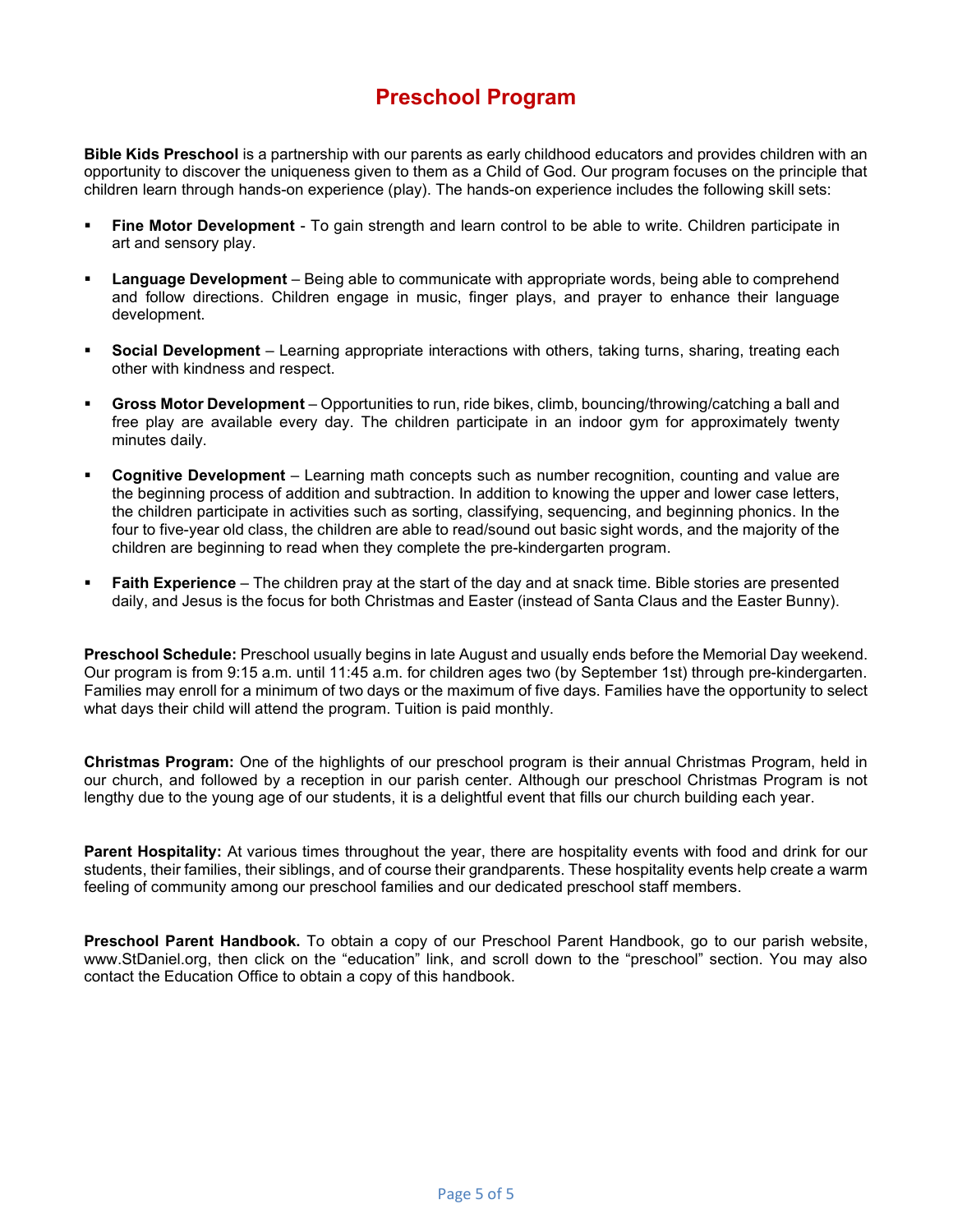# Preschool Program

**Bible Kids Preschool** is a partnership with our parents as early childhood educators and provides children with an opportunity to discover the uniqueness given to them as a Child of God. Our program focuses on the principle that children learn through hands-on experience (play). The hands-on experience includes the following skill sets:

- **Fine Motor Development** - To gain strength and learn control to be able to write. Children participate in art and sensory play.
- **Language Development** – Being able to communicate with appropriate words, being able to comprehend and follow directions. Children engage in music, finger plays, and prayer to enhance their language development.
- **Social Development** – Learning appropriate interactions with others, taking turns, sharing, treating each other with kindness and respect.
- **Gross Motor Development** – Opportunities to run, ride bikes, climb, bouncing/throwing/catching a ball and free play are available every day. The children participate in an indoor gym for approximately twenty minutes daily.
- **Cognitive Development** – Learning math concepts such as number recognition, counting and value are the beginning process of addition and subtraction. In addition to knowing the upper and lower case letters, the children participate in activities such as sorting, classifying, sequencing, and beginning phonics. In the four to five-year old class, the children are able to read/sound out basic sight words, and the majority of the children are beginning to read when they complete the pre-kindergarten program.
- **Faith Experience** – The children pray at the start of the day and at snack time. Bible stories are presented daily, and Jesus is the focus for both Christmas and Easter (instead of Santa Claus and the Easter Bunny).

**Preschool Schedule:** Preschool usually begins in late August and usually ends before the Memorial Day weekend. Our program is from 9:15 a.m. until 11:45 a.m. for children ages two (by September 1st) through pre-kindergarten. Families may enroll for a minimum of two days or the maximum of five days. Families have the opportunity to select what days their child will attend the program. Tuition is paid monthly.

**Christmas Program:** One of the highlights of our preschool program is their annual Christmas Program, held in our church, and followed by a reception in our parish center. Although our preschool Christmas Program is not lengthy due to the young age of our students, it is a delightful event that fills our church building each year.

**Parent Hospitality:** At various times throughout the year, there are hospitality events with food and drink for our students, their families, their siblings, and of course their grandparents. These hospitality events help create a warm feeling of community among our preschool families and our dedicated preschool staff members.

**Preschool Parent Handbook.** To obtain a copy of our Preschool Parent Handbook, go to our parish website, www.StDaniel.org, then click on the "education" link, and scroll down to the "preschool" section. You may also contact the Education Office to obtain a copy of this handbook.